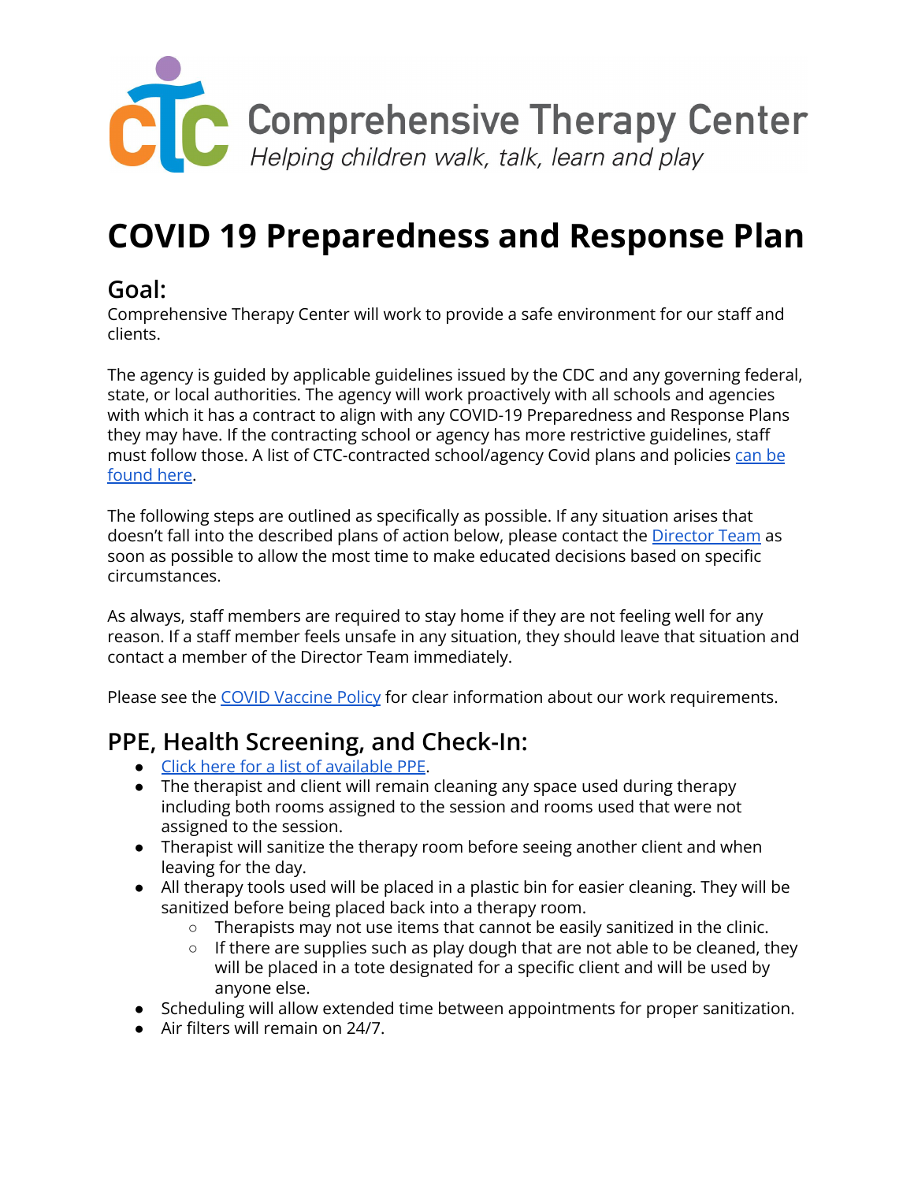Comprehensive Therapy Center

*Helping children walk, talk, learn and play*

# COVID 19 Preparedness and Response Plan

## Goal:

Comprehensive Therapy Center will work to provide a safe environment for our staff and clients.

The agency is guided by applicable guidelines issued by the CDC and any governing federal, state, or local authorities. The agency will work proactively with all schools and agencies with which it has a contract to align with any COVID-19 Preparedness and Response Plans they may have. If the contracting school or agency has more restrictive guidelines, staff must follow those. A list of CTC-contracted school/agency Covid plans and policies can be found here.

The following steps are outlined as specifically as possible. If any situation arises that doesn't fall into the described plans of action below, please contact the Director Team as soon as possible to allow the most time to make educated decisions based on specific circumstances.

As always, staff members are required to stay home if they are not feeling well for any reason. If a staff member feels unsafe in any situation, they should leave that situation and contact a member of the Director Team immediately.

Please see the COVID Vaccine Policy for clear information about our work requirements.

## PPE, Health Screening, and Check-In:

- Click here for a list of available PPE.
- The therapist and client will remain cleaning any space used during therapy including both rooms assigned to the session and rooms used that were not assigned to the session.
- Therapist will sanitize the therapy room before seeing another client and when leaving for the day.
- All therapy tools used will be placed in a plastic bin for easier cleaning. They will be sanitized before being placed back into a therapy room.
  - Therapists may not use items that cannot be easily sanitized in the clinic.
  - If there are supplies such as play dough that are not able to be cleaned, they will be placed in a tote designated for a specific client and will be used by anyone else.
- Scheduling will allow extended time between appointments for proper sanitization.
- Air filters will remain on 24/7.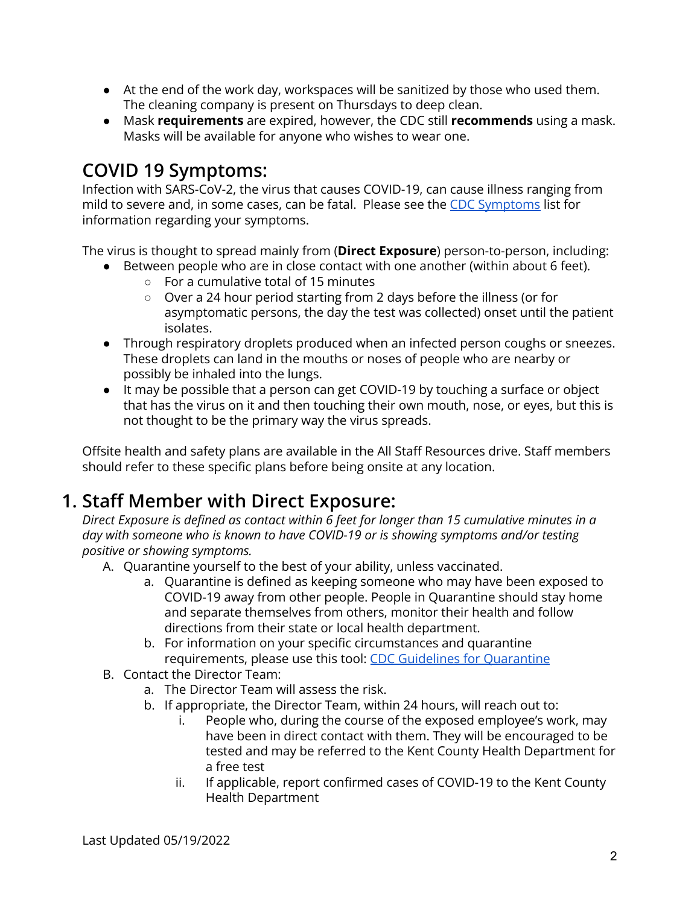- At the end of the work day, workspaces will be sanitized by those who used them. The cleaning company is present on Thursdays to deep clean.
- Mask **requirements** are expired, however, the CDC still **recommends** using a mask. Masks will be available for anyone who wishes to wear one.

## COVID 19 Symptoms:

Infection with SARS-CoV-2, the virus that causes COVID-19, can cause illness ranging from mild to severe and, in some cases, can be fatal. Please see the [CDC Symptoms](#) list for information regarding your symptoms.

The virus is thought to spread mainly from (**Direct Exposure**) person-to-person, including:

- Between people who are in close contact with one another (within about 6 feet).
  - For a cumulative total of 15 minutes
  - Over a 24 hour period starting from 2 days before the illness (or for asymptomatic persons, the day the test was collected) onset until the patient isolates.
- Through respiratory droplets produced when an infected person coughs or sneezes. These droplets can land in the mouths or noses of people who are nearby or possibly be inhaled into the lungs.
- It may be possible that a person can get COVID-19 by touching a surface or object that has the virus on it and then touching their own mouth, nose, or eyes, but this is not thought to be the primary way the virus spreads.

Offsite health and safety plans are available in the All Staff Resources drive. Staff members should refer to these specific plans before being onsite at any location.

## 1. Staff Member with Direct Exposure:

*Direct Exposure is defined as contact within 6 feet for longer than 15 cumulative minutes in a day with someone who is known to have COVID-19 or is showing symptoms and/or testing positive or showing symptoms.*

A. Quarantine yourself to the best of your ability, unless vaccinated.
   a. Quarantine is defined as keeping someone who may have been exposed to COVID-19 away from other people. People in Quarantine should stay home and separate themselves from others, monitor their health and follow directions from their state or local health department.
   b. For information on your specific circumstances and quarantine requirements, please use this tool: [CDC Guidelines for Quarantine](#)

B. Contact the Director Team:
   a. The Director Team will assess the risk.
   b. If appropriate, the Director Team, within 24 hours, will reach out to:
      i. People who, during the course of the exposed employee's work, may have been in direct contact with them. They will be encouraged to be tested and may be referred to the Kent County Health Department for a free test
      ii. If applicable, report confirmed cases of COVID-19 to the Kent County Health Department

Last Updated 05/19/2022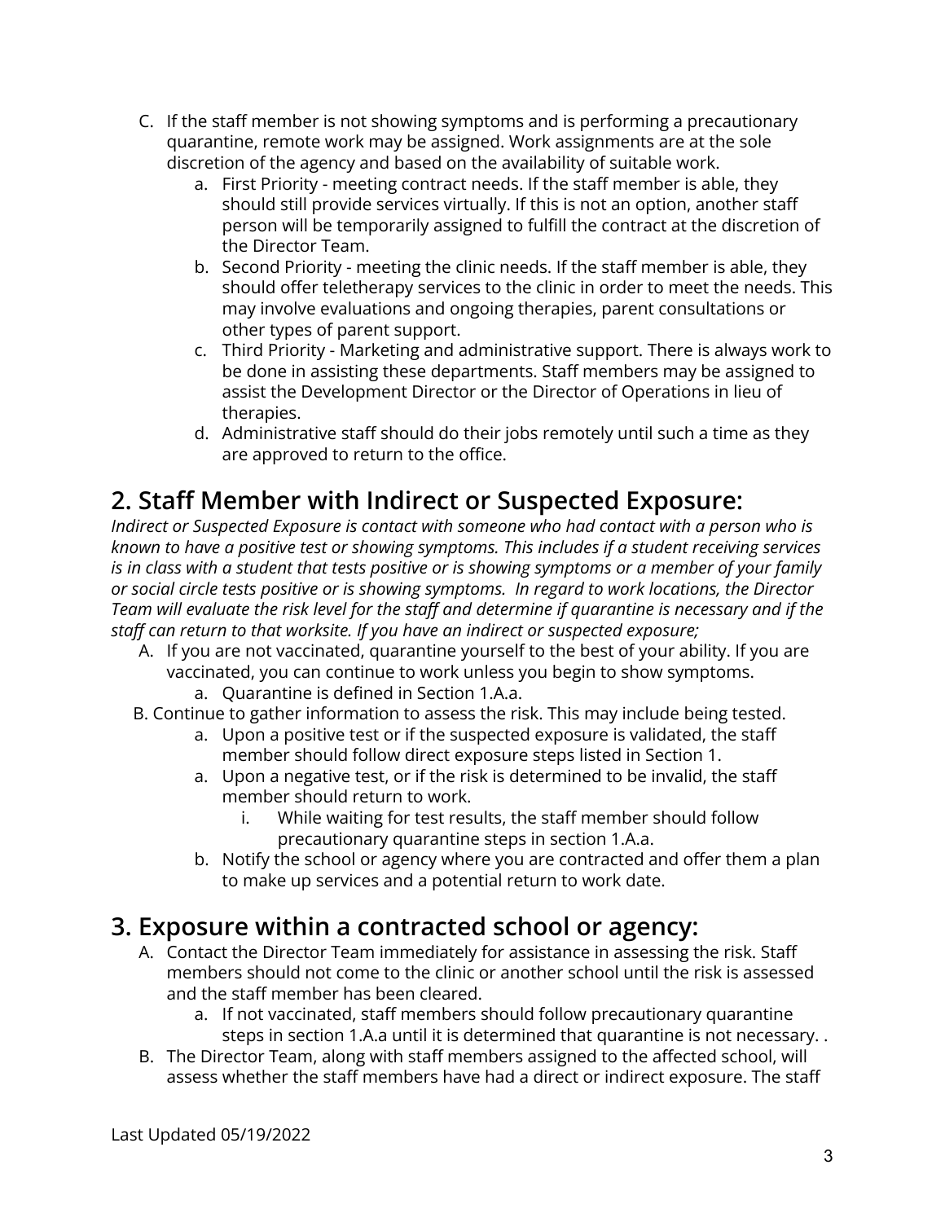C. If the staff member is not showing symptoms and is performing a precautionary quarantine, remote work may be assigned. Work assignments are at the sole discretion of the agency and based on the availability of suitable work.
   a. First Priority - meeting contract needs. If the staff member is able, they should still provide services virtually. If this is not an option, another staff person will be temporarily assigned to fulfill the contract at the discretion of the Director Team.
   b. Second Priority - meeting the clinic needs. If the staff member is able, they should offer teletherapy services to the clinic in order to meet the needs. This may involve evaluations and ongoing therapies, parent consultations or other types of parent support.
   c. Third Priority - Marketing and administrative support. There is always work to be done in assisting these departments. Staff members may be assigned to assist the Development Director or the Director of Operations in lieu of therapies.
   d. Administrative staff should do their jobs remotely until such a time as they are approved to return to the office.

## 2. Staff Member with Indirect or Suspected Exposure:

*Indirect or Suspected Exposure is contact with someone who had contact with a person who is known to have a positive test or showing symptoms. This includes if a student receiving services is in class with a student that tests positive or is showing symptoms or a member of your family or social circle tests positive or is showing symptoms. In regard to work locations, the Director Team will evaluate the risk level for the staff and determine if quarantine is necessary and if the staff can return to that worksite. If you have an indirect or suspected exposure;*

A. If you are not vaccinated, quarantine yourself to the best of your ability. If you are vaccinated, you can continue to work unless you begin to show symptoms.
   a. Quarantine is defined in Section 1.A.a.

B. Continue to gather information to assess the risk. This may include being tested.
   a. Upon a positive test or if the suspected exposure is validated, the staff member should follow direct exposure steps listed in Section 1.
   a. Upon a negative test, or if the risk is determined to be invalid, the staff member should return to work.
      i. While waiting for test results, the staff member should follow precautionary quarantine steps in section 1.A.a.
   b. Notify the school or agency where you are contracted and offer them a plan to make up services and a potential return to work date.

## 3. Exposure within a contracted school or agency:

A. Contact the Director Team immediately for assistance in assessing the risk. Staff members should not come to the clinic or another school until the risk is assessed and the staff member has been cleared.
   a. If not vaccinated, staff members should follow precautionary quarantine steps in section 1.A.a until it is determined that quarantine is not necessary. .

B. The Director Team, along with staff members assigned to the affected school, will assess whether the staff members have had a direct or indirect exposure. The staff

Last Updated 05/19/2022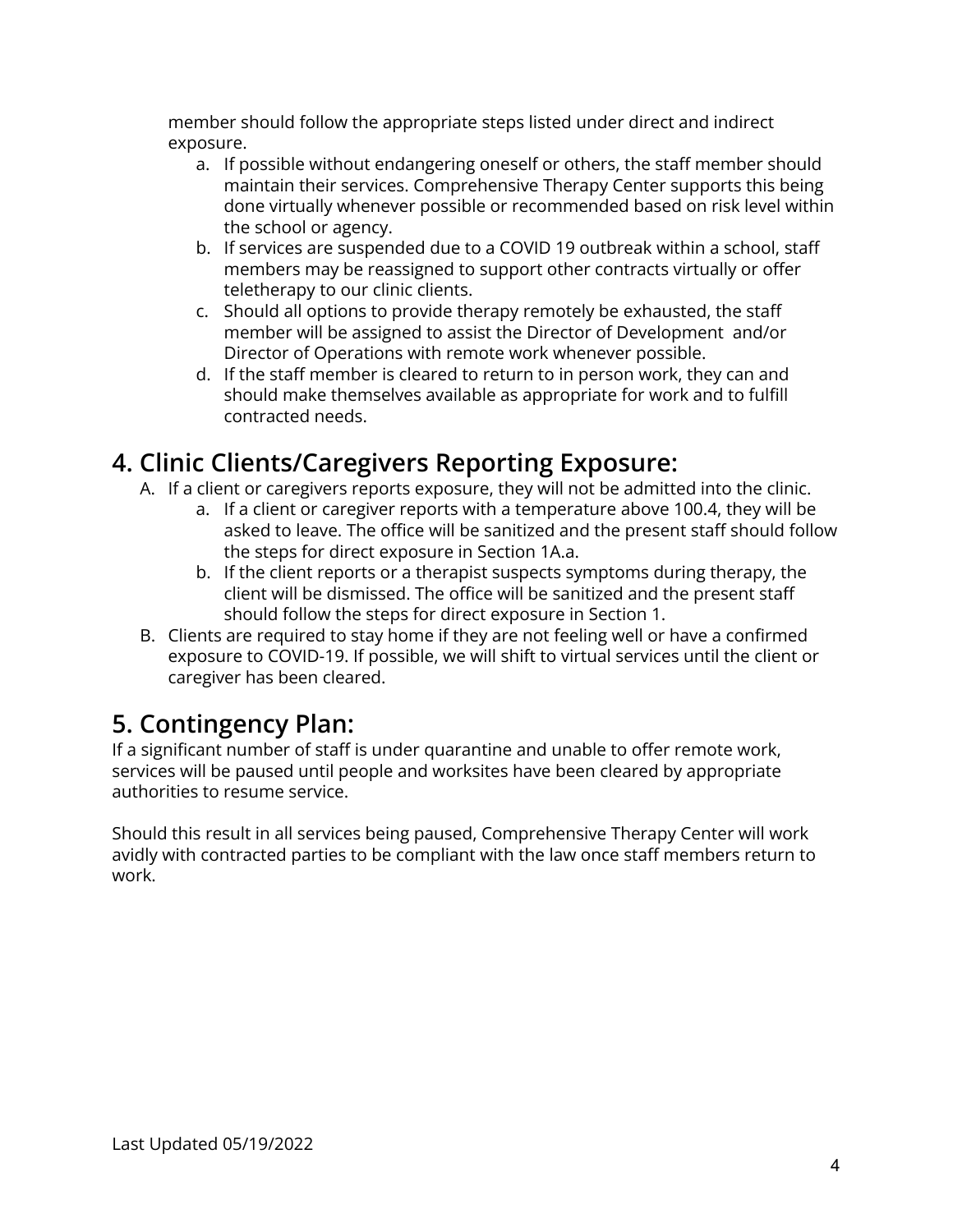member should follow the appropriate steps listed under direct and indirect exposure.

a. If possible without endangering oneself or others, the staff member should maintain their services. Comprehensive Therapy Center supports this being done virtually whenever possible or recommended based on risk level within the school or agency.
b. If services are suspended due to a COVID 19 outbreak within a school, staff members may be reassigned to support other contracts virtually or offer teletherapy to our clinic clients.
c. Should all options to provide therapy remotely be exhausted, the staff member will be assigned to assist the Director of Development and/or Director of Operations with remote work whenever possible.
d. If the staff member is cleared to return to in person work, they can and should make themselves available as appropriate for work and to fulfill contracted needs.

## 4. Clinic Clients/Caregivers Reporting Exposure:

A. If a client or caregivers reports exposure, they will not be admitted into the clinic.
   a. If a client or caregiver reports with a temperature above 100.4, they will be asked to leave. The office will be sanitized and the present staff should follow the steps for direct exposure in Section 1A.a.
   b. If the client reports or a therapist suspects symptoms during therapy, the client will be dismissed. The office will be sanitized and the present staff should follow the steps for direct exposure in Section 1.

B. Clients are required to stay home if they are not feeling well or have a confirmed exposure to COVID-19. If possible, we will shift to virtual services until the client or caregiver has been cleared.

## 5. Contingency Plan:

If a significant number of staff is under quarantine and unable to offer remote work, services will be paused until people and worksites have been cleared by appropriate authorities to resume service.

Should this result in all services being paused, Comprehensive Therapy Center will work avidly with contracted parties to be compliant with the law once staff members return to work.

Last Updated 05/19/2022